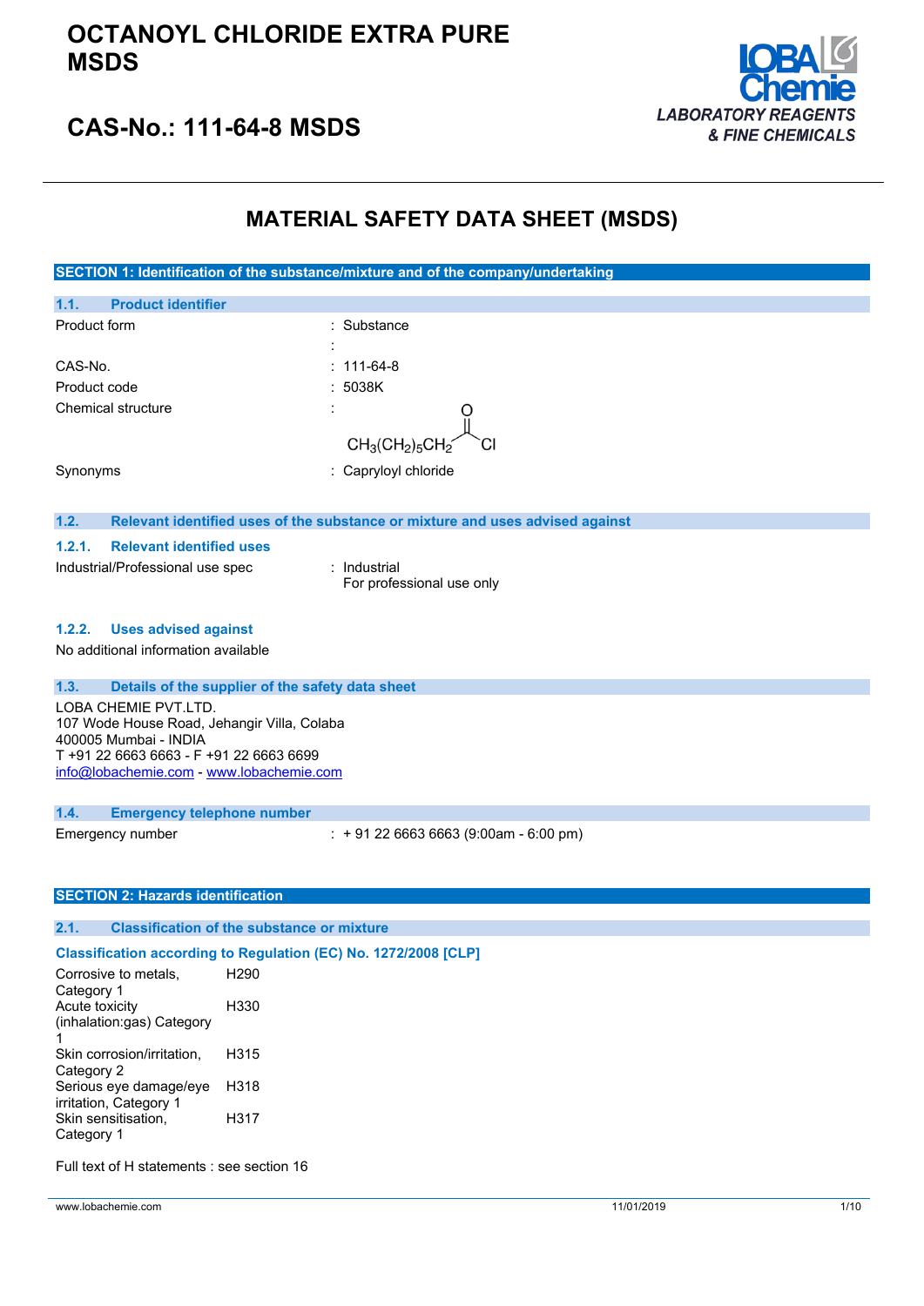# OCTANOYL CHLORIDE EXTRA PURE MSDS

## CAS-No.: 111-64-8 MSDS

LOBA Chemie
*LABORATORY REAGENTS & FINE CHEMICALS*

# MATERIAL SAFETY DATA SHEET (MSDS)

## SECTION 1: Identification of the substance/mixture and of the company/undertaking

### 1.1. Product identifier

| | |
|---|---|
| Product form | : Substance |
| | : |
| CAS-No. | : 111-64-8 |
| Product code | : 5038K |
| Chemical structure | : $CH_3(CH_2)_5CH_2C(=O)Cl$ |
| Synonyms | : Capryloyl chloride |

### 1.2. Relevant identified uses of the substance or mixture and uses advised against

#### 1.2.1. Relevant identified uses

Industrial/Professional use spec : Industrial
For professional use only

#### 1.2.2. Uses advised against

No additional information available

### 1.3. Details of the supplier of the safety data sheet

LOBA CHEMIE PVT.LTD.
107 Wode House Road, Jehangir Villa, Colaba
400005 Mumbai - INDIA
T +91 22 6663 6663 - F +91 22 6663 6699
info@lobachemie.com - www.lobachemie.com

### 1.4. Emergency telephone number

Emergency number : + 91 22 6663 6663 (9:00am - 6:00 pm)

## SECTION 2: Hazards identification

### 2.1. Classification of the substance or mixture

**Classification according to Regulation (EC) No. 1272/2008 [CLP]**

| | |
|---|---|
| Corrosive to metals, Category 1 | H290 |
| Acute toxicity (inhalation:gas) Category 1 | H330 |
| Skin corrosion/irritation, Category 2 | H315 |
| Serious eye damage/eye irritation, Category 1 | H318 |
| Skin sensitisation, Category 1 | H317 |

Full text of H statements : see section 16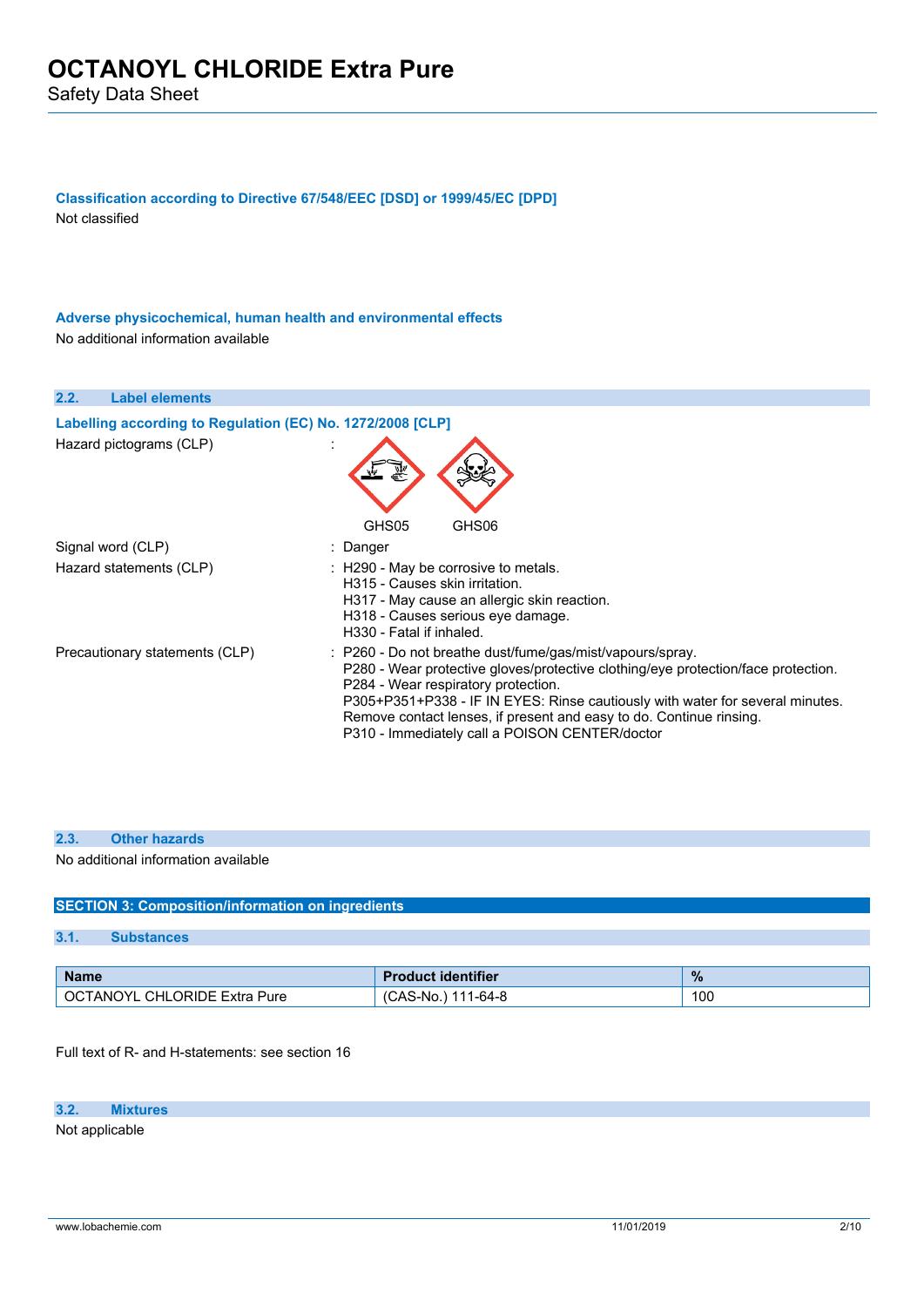**Classification according to Directive 67/548/EEC [DSD] or 1999/45/EC [DPD]**

Not classified

**Adverse physicochemical, human health and environmental effects**

No additional information available

### 2.2. Label elements

**Labelling according to Regulation (EC) No. 1272/2008 [CLP]**

Hazard pictograms (CLP) :

GHS05 GHS06

Signal word (CLP) : Danger

Hazard statements (CLP) :
- H290 - May be corrosive to metals.
- H315 - Causes skin irritation.
- H317 - May cause an allergic skin reaction.
- H318 - Causes serious eye damage.
- H330 - Fatal if inhaled.

Precautionary statements (CLP) :
- P260 - Do not breathe dust/fume/gas/mist/vapours/spray.
- P280 - Wear protective gloves/protective clothing/eye protection/face protection.
- P284 - Wear respiratory protection.
- P305+P351+P338 - IF IN EYES: Rinse cautiously with water for several minutes. Remove contact lenses, if present and easy to do. Continue rinsing.
- P310 - Immediately call a POISON CENTER/doctor

### 2.3. Other hazards

No additional information available

## SECTION 3: Composition/information on ingredients

### 3.1. Substances

| Name | Product identifier | % |
|---|---|---|
| OCTANOYL CHLORIDE Extra Pure | (CAS-No.) 111-64-8 | 100 |

Full text of R- and H-statements: see section 16

### 3.2. Mixtures

Not applicable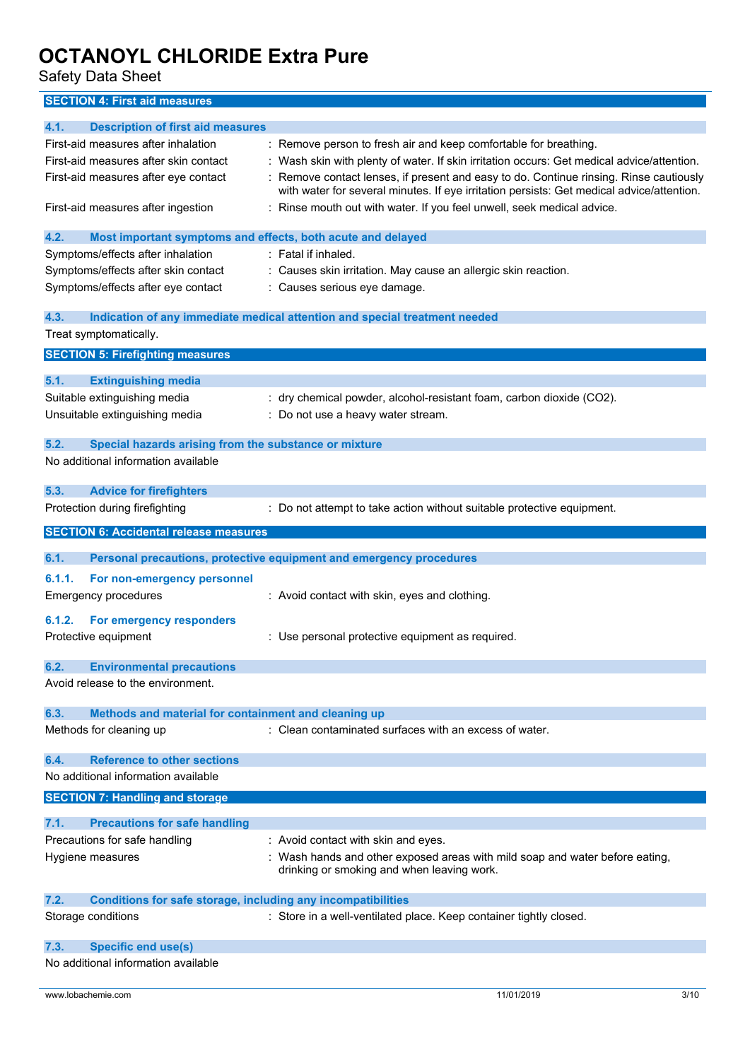## SECTION 4: First aid measures

### 4.1. Description of first aid measures

First-aid measures after inhalation : Remove person to fresh air and keep comfortable for breathing.

First-aid measures after skin contact : Wash skin with plenty of water. If skin irritation occurs: Get medical advice/attention.

First-aid measures after eye contact : Remove contact lenses, if present and easy to do. Continue rinsing. Rinse cautiously with water for several minutes. If eye irritation persists: Get medical advice/attention.

First-aid measures after ingestion : Rinse mouth out with water. If you feel unwell, seek medical advice.

### 4.2. Most important symptoms and effects, both acute and delayed

Symptoms/effects after inhalation : Fatal if inhaled.

Symptoms/effects after skin contact : Causes skin irritation. May cause an allergic skin reaction.

Symptoms/effects after eye contact : Causes serious eye damage.

### 4.3. Indication of any immediate medical attention and special treatment needed

Treat symptomatically.

## SECTION 5: Firefighting measures

### 5.1. Extinguishing media

Suitable extinguishing media : dry chemical powder, alcohol-resistant foam, carbon dioxide ($CO_2$).

Unsuitable extinguishing media : Do not use a heavy water stream.

### 5.2. Special hazards arising from the substance or mixture

No additional information available

### 5.3. Advice for firefighters

Protection during firefighting : Do not attempt to take action without suitable protective equipment.

## SECTION 6: Accidental release measures

### 6.1. Personal precautions, protective equipment and emergency procedures

#### 6.1.1. For non-emergency personnel

Emergency procedures : Avoid contact with skin, eyes and clothing.

#### 6.1.2. For emergency responders

Protective equipment : Use personal protective equipment as required.

### 6.2. Environmental precautions

Avoid release to the environment.

### 6.3. Methods and material for containment and cleaning up

Methods for cleaning up : Clean contaminated surfaces with an excess of water.

### 6.4. Reference to other sections

No additional information available

## SECTION 7: Handling and storage

### 7.1. Precautions for safe handling

Precautions for safe handling : Avoid contact with skin and eyes.

Hygiene measures : Wash hands and other exposed areas with mild soap and water before eating, drinking or smoking and when leaving work.

### 7.2. Conditions for safe storage, including any incompatibilities

Storage conditions : Store in a well-ventilated place. Keep container tightly closed.

### 7.3. Specific end use(s)

No additional information available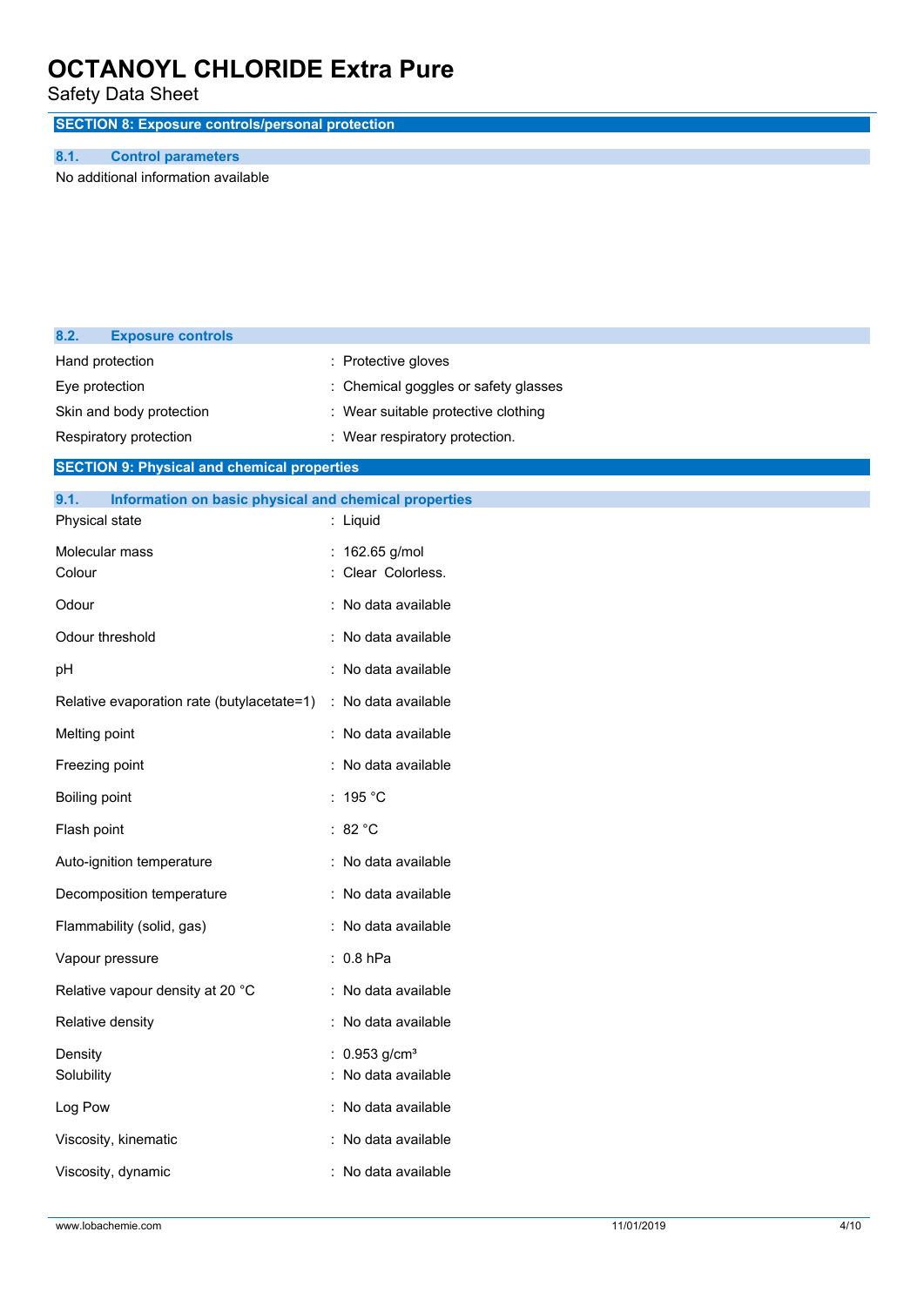## SECTION 8: Exposure controls/personal protection

### 8.1. Control parameters

No additional information available

### 8.2. Exposure controls

| | |
|---|---|
| Hand protection | : Protective gloves |
| Eye protection | : Chemical goggles or safety glasses |
| Skin and body protection | : Wear suitable protective clothing |
| Respiratory protection | : Wear respiratory protection. |

## SECTION 9: Physical and chemical properties

### 9.1. Information on basic physical and chemical properties

| | |
|---|---|
| Physical state | : Liquid |
| Molecular mass | : 162.65 g/mol |
| Colour | : Clear Colorless. |
| Odour | : No data available |
| Odour threshold | : No data available |
| pH | : No data available |
| Relative evaporation rate (butylacetate=1) | : No data available |
| Melting point | : No data available |
| Freezing point | : No data available |
| Boiling point | : 195 °C |
| Flash point | : 82 °C |
| Auto-ignition temperature | : No data available |
| Decomposition temperature | : No data available |
| Flammability (solid, gas) | : No data available |
| Vapour pressure | : 0.8 hPa |
| Relative vapour density at 20 °C | : No data available |
| Relative density | : No data available |
| Density | : 0.953 g/cm³ |
| Solubility | : No data available |
| Log Pow | : No data available |
| Viscosity, kinematic | : No data available |
| Viscosity, dynamic | : No data available |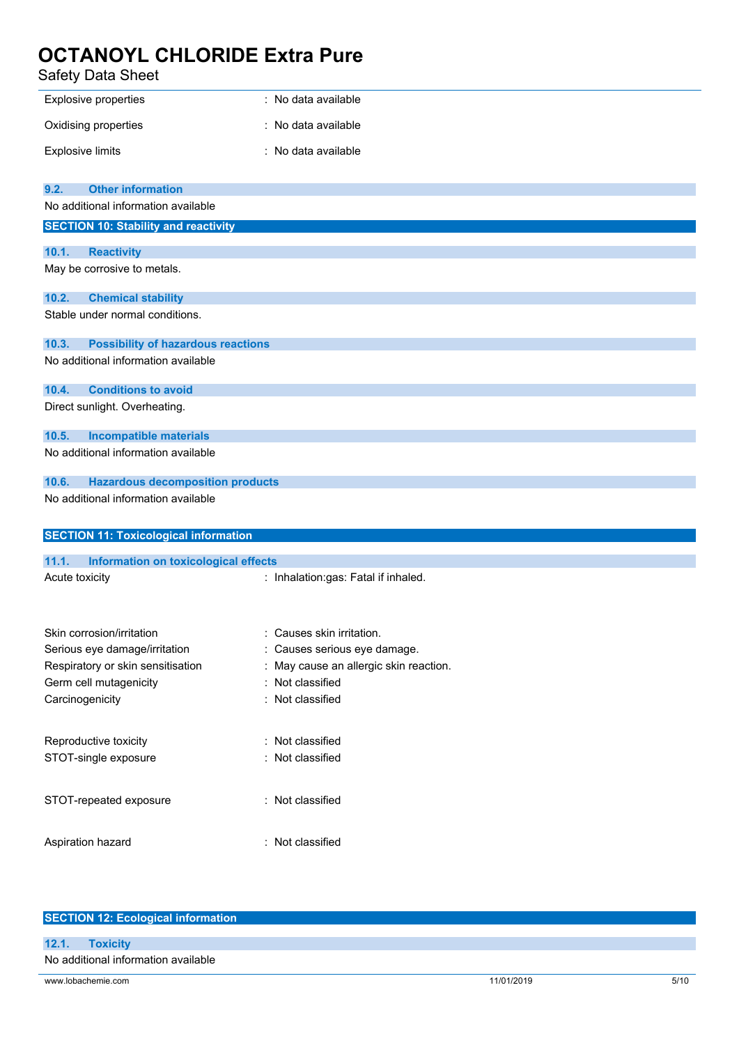| | |
|---|---|
| Explosive properties | : No data available |
| Oxidising properties | : No data available |
| Explosive limits | : No data available |

### 9.2. Other information

No additional information available

## SECTION 10: Stability and reactivity

### 10.1. Reactivity

May be corrosive to metals.

### 10.2. Chemical stability

Stable under normal conditions.

### 10.3. Possibility of hazardous reactions

No additional information available

### 10.4. Conditions to avoid

Direct sunlight. Overheating.

### 10.5. Incompatible materials

No additional information available

### 10.6. Hazardous decomposition products

No additional information available

## SECTION 11: Toxicological information

### 11.1. Information on toxicological effects

| | |
|---|---|
| Acute toxicity | : Inhalation:gas: Fatal if inhaled. |
| Skin corrosion/irritation | : Causes skin irritation. |
| Serious eye damage/irritation | : Causes serious eye damage. |
| Respiratory or skin sensitisation | : May cause an allergic skin reaction. |
| Germ cell mutagenicity | : Not classified |
| Carcinogenicity | : Not classified |
| Reproductive toxicity | : Not classified |
| STOT-single exposure | : Not classified |
| STOT-repeated exposure | : Not classified |
| Aspiration hazard | : Not classified |

## SECTION 12: Ecological information

### 12.1. Toxicity

No additional information available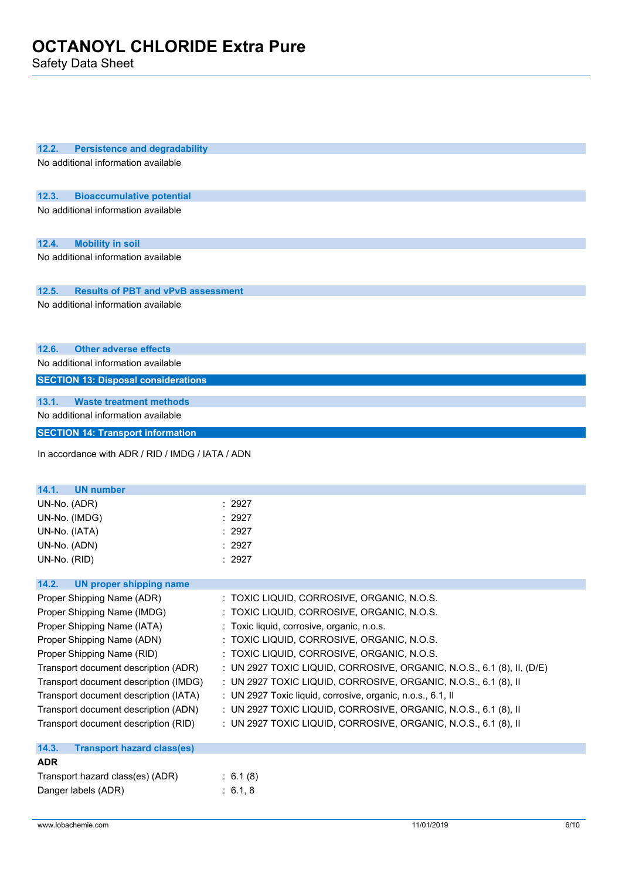### 12.2. Persistence and degradability

No additional information available

### 12.3. Bioaccumulative potential

No additional information available

### 12.4. Mobility in soil

No additional information available

### 12.5. Results of PBT and vPvB assessment

No additional information available

### 12.6. Other adverse effects

No additional information available

## SECTION 13: Disposal considerations

### 13.1. Waste treatment methods

No additional information available

## SECTION 14: Transport information

In accordance with ADR / RID / IMDG / IATA / ADN

### 14.1. UN number

| | |
|---|---|
| UN-No. (ADR) | : 2927 |
| UN-No. (IMDG) | : 2927 |
| UN-No. (IATA) | : 2927 |
| UN-No. (ADN) | : 2927 |
| UN-No. (RID) | : 2927 |

### 14.2. UN proper shipping name

| | |
|---|---|
| Proper Shipping Name (ADR) | : TOXIC LIQUID, CORROSIVE, ORGANIC, N.O.S. |
| Proper Shipping Name (IMDG) | : TOXIC LIQUID, CORROSIVE, ORGANIC, N.O.S. |
| Proper Shipping Name (IATA) | : Toxic liquid, corrosive, organic, n.o.s. |
| Proper Shipping Name (ADN) | : TOXIC LIQUID, CORROSIVE, ORGANIC, N.O.S. |
| Proper Shipping Name (RID) | : TOXIC LIQUID, CORROSIVE, ORGANIC, N.O.S. |
| Transport document description (ADR) | : UN 2927 TOXIC LIQUID, CORROSIVE, ORGANIC, N.O.S., 6.1 (8), II, (D/E) |
| Transport document description (IMDG) | : UN 2927 TOXIC LIQUID, CORROSIVE, ORGANIC, N.O.S., 6.1 (8), II |
| Transport document description (IATA) | : UN 2927 Toxic liquid, corrosive, organic, n.o.s., 6.1, II |
| Transport document description (ADN) | : UN 2927 TOXIC LIQUID, CORROSIVE, ORGANIC, N.O.S., 6.1 (8), II |
| Transport document description (RID) | : UN 2927 TOXIC LIQUID, CORROSIVE, ORGANIC, N.O.S., 6.1 (8), II |

### 14.3. Transport hazard class(es)

**ADR**

| | |
|---|---|
| Transport hazard class(es) (ADR) | : 6.1 (8) |
| Danger labels (ADR) | : 6.1, 8 |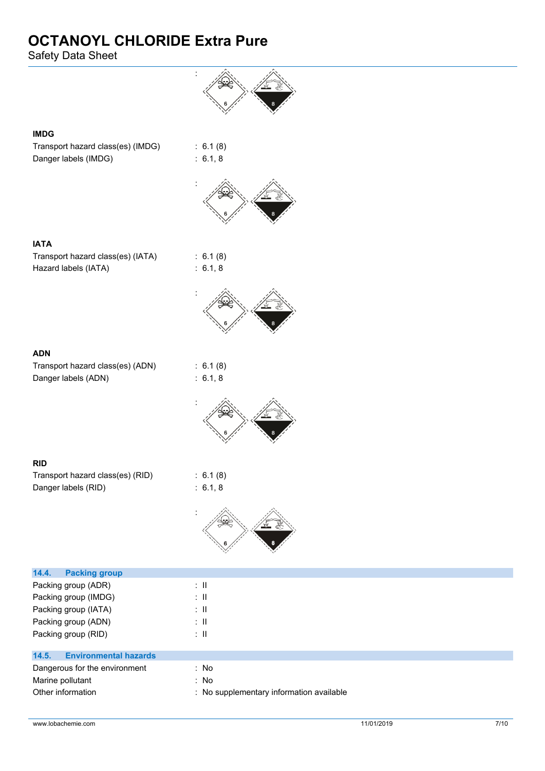:

**IMDG**

Transport hazard class(es) (IMDG) : 6.1 (8)

Danger labels (IMDG) : 6.1, 8

:

**IATA**

Transport hazard class(es) (IATA) : 6.1 (8)

Hazard labels (IATA) : 6.1, 8

:

**ADN**

Transport hazard class(es) (ADN) : 6.1 (8)

Danger labels (ADN) : 6.1, 8

:

**RID**

Transport hazard class(es) (RID) : 6.1 (8)

Danger labels (RID) : 6.1, 8

:

## 14.4. Packing group

Packing group (ADR) : II

Packing group (IMDG) : II

Packing group (IATA) : II

Packing group (ADN) : II

Packing group (RID) : II

## 14.5. Environmental hazards

Dangerous for the environment : No

Marine pollutant : No

Other information : No supplementary information available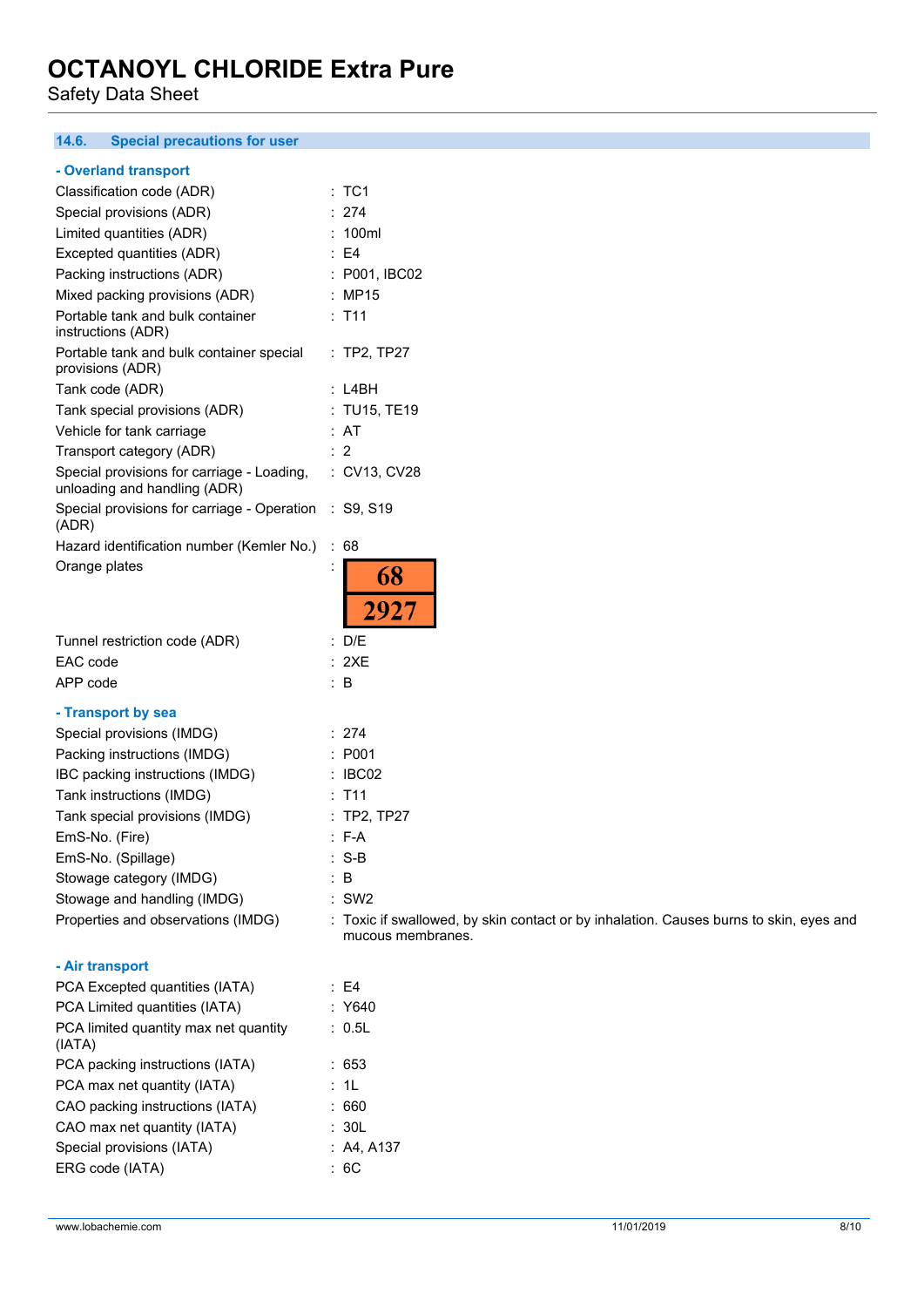### 14.6. Special precautions for user

**- Overland transport**

| | |
|---|---|
| Classification code (ADR) | : TC1 |
| Special provisions (ADR) | : 274 |
| Limited quantities (ADR) | : 100ml |
| Excepted quantities (ADR) | : E4 |
| Packing instructions (ADR) | : P001, IBC02 |
| Mixed packing provisions (ADR) | : MP15 |
| Portable tank and bulk container instructions (ADR) | : T11 |
| Portable tank and bulk container special provisions (ADR) | : TP2, TP27 |
| Tank code (ADR) | : L4BH |
| Tank special provisions (ADR) | : TU15, TE19 |
| Vehicle for tank carriage | : AT |
| Transport category (ADR) | : 2 |
| Special provisions for carriage - Loading, unloading and handling (ADR) | : CV13, CV28 |
| Special provisions for carriage - Operation (ADR) | : S9, S19 |
| Hazard identification number (Kemler No.) | : 68 |
| Orange plates | : 68 / 2927 |
| Tunnel restriction code (ADR) | : D/E |
| EAC code | : 2XE |
| APP code | : B |

**- Transport by sea**

| | |
|---|---|
| Special provisions (IMDG) | : 274 |
| Packing instructions (IMDG) | : P001 |
| IBC packing instructions (IMDG) | : IBC02 |
| Tank instructions (IMDG) | : T11 |
| Tank special provisions (IMDG) | : TP2, TP27 |
| EmS-No. (Fire) | : F-A |
| EmS-No. (Spillage) | : S-B |
| Stowage category (IMDG) | : B |
| Stowage and handling (IMDG) | : SW2 |
| Properties and observations (IMDG) | : Toxic if swallowed, by skin contact or by inhalation. Causes burns to skin, eyes and mucous membranes. |

**- Air transport**

| | |
|---|---|
| PCA Excepted quantities (IATA) | : E4 |
| PCA Limited quantities (IATA) | : Y640 |
| PCA limited quantity max net quantity (IATA) | : 0.5L |
| PCA packing instructions (IATA) | : 653 |
| PCA max net quantity (IATA) | : 1L |
| CAO packing instructions (IATA) | : 660 |
| CAO max net quantity (IATA) | : 30L |
| Special provisions (IATA) | : A4, A137 |
| ERG code (IATA) | : 6C |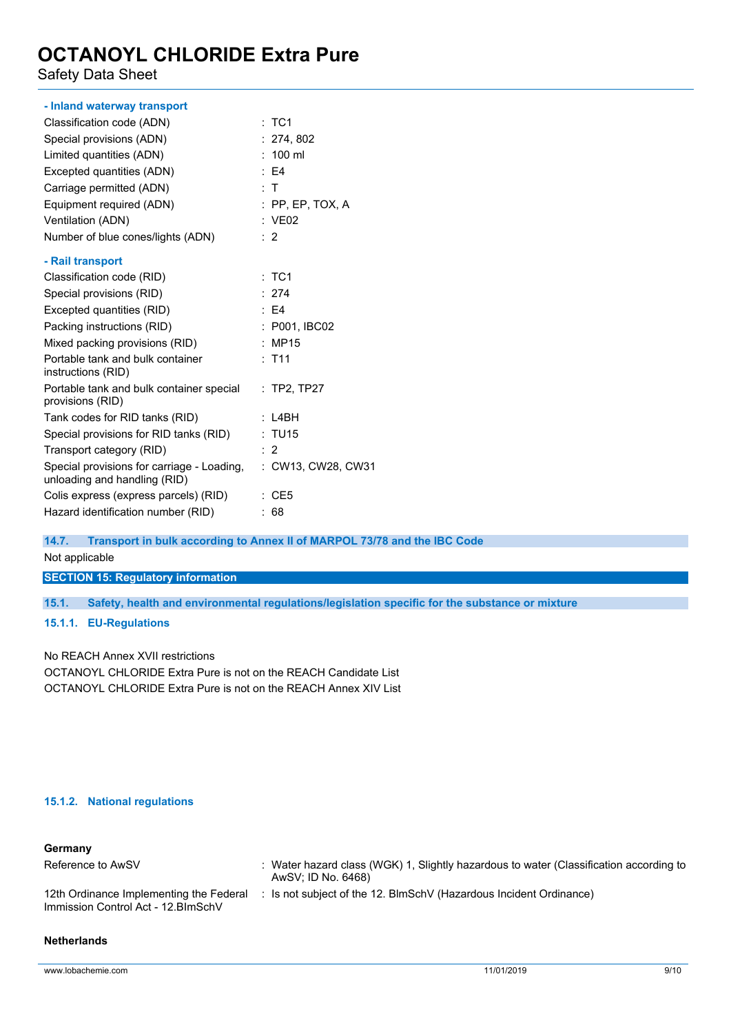#### - Inland waterway transport

| | |
|---|---|
| Classification code (ADN) | : TC1 |
| Special provisions (ADN) | : 274, 802 |
| Limited quantities (ADN) | : 100 ml |
| Excepted quantities (ADN) | : E4 |
| Carriage permitted (ADN) | : T |
| Equipment required (ADN) | : PP, EP, TOX, A |
| Ventilation (ADN) | : VE02 |
| Number of blue cones/lights (ADN) | : 2 |

#### - Rail transport

| | |
|---|---|
| Classification code (RID) | : TC1 |
| Special provisions (RID) | : 274 |
| Excepted quantities (RID) | : E4 |
| Packing instructions (RID) | : P001, IBC02 |
| Mixed packing provisions (RID) | : MP15 |
| Portable tank and bulk container instructions (RID) | : T11 |
| Portable tank and bulk container special provisions (RID) | : TP2, TP27 |
| Tank codes for RID tanks (RID) | : L4BH |
| Special provisions for RID tanks (RID) | : TU15 |
| Transport category (RID) | : 2 |
| Special provisions for carriage - Loading, unloading and handling (RID) | : CW13, CW28, CW31 |
| Colis express (express parcels) (RID) | : CE5 |
| Hazard identification number (RID) | : 68 |

### 14.7. Transport in bulk according to Annex II of MARPOL 73/78 and the IBC Code

Not applicable

## SECTION 15: Regulatory information

### 15.1. Safety, health and environmental regulations/legislation specific for the substance or mixture

#### 15.1.1. EU-Regulations

No REACH Annex XVII restrictions
OCTANOYL CHLORIDE Extra Pure is not on the REACH Candidate List
OCTANOYL CHLORIDE Extra Pure is not on the REACH Annex XIV List

#### 15.1.2. National regulations

**Germany**

| | |
|---|---|
| Reference to AwSV | : Water hazard class (WGK) 1, Slightly hazardous to water (Classification according to AwSV; ID No. 6468) |
| 12th Ordinance Implementing the Federal Immission Control Act - 12.BImSchV | : Is not subject of the 12. BImSchV (Hazardous Incident Ordinance) |

**Netherlands**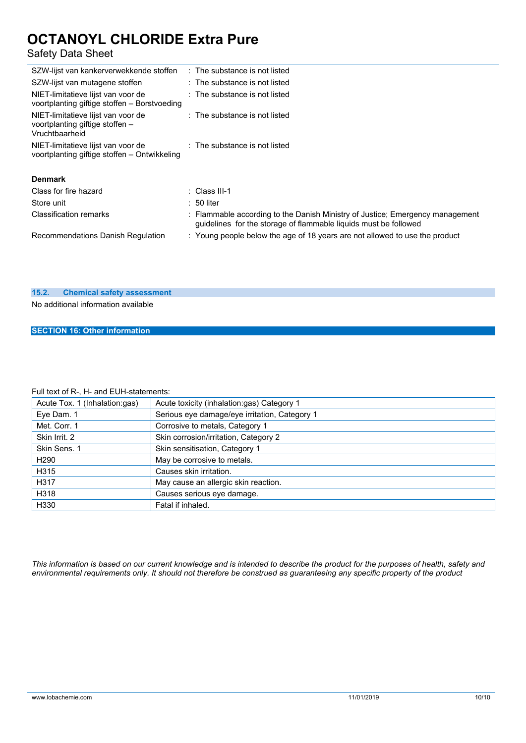| | |
|---|---|
| SZW-lijst van kankerverwekkende stoffen | : The substance is not listed |
| SZW-lijst van mutagene stoffen | : The substance is not listed |
| NIET-limitatieve lijst van voor de voortplanting giftige stoffen – Borstvoeding | : The substance is not listed |
| NIET-limitatieve lijst van voor de voortplanting giftige stoffen – Vruchtbaarheid | : The substance is not listed |
| NIET-limitatieve lijst van voor de voortplanting giftige stoffen – Ontwikkeling | : The substance is not listed |

**Denmark**

| | |
|---|---|
| Class for fire hazard | : Class III-1 |
| Store unit | : 50 liter |
| Classification remarks | : Flammable according to the Danish Ministry of Justice; Emergency management guidelines for the storage of flammable liquids must be followed |
| Recommendations Danish Regulation | : Young people below the age of 18 years are not allowed to use the product |

### 15.2. Chemical safety assessment

No additional information available

## SECTION 16: Other information

Full text of R-, H- and EUH-statements:

| | |
|---|---|
| Acute Tox. 1 (Inhalation:gas) | Acute toxicity (inhalation:gas) Category 1 |
| Eye Dam. 1 | Serious eye damage/eye irritation, Category 1 |
| Met. Corr. 1 | Corrosive to metals, Category 1 |
| Skin Irrit. 2 | Skin corrosion/irritation, Category 2 |
| Skin Sens. 1 | Skin sensitisation, Category 1 |
| H290 | May be corrosive to metals. |
| H315 | Causes skin irritation. |
| H317 | May cause an allergic skin reaction. |
| H318 | Causes serious eye damage. |
| H330 | Fatal if inhaled. |

*This information is based on our current knowledge and is intended to describe the product for the purposes of health, safety and environmental requirements only. It should not therefore be construed as guaranteeing any specific property of the product*